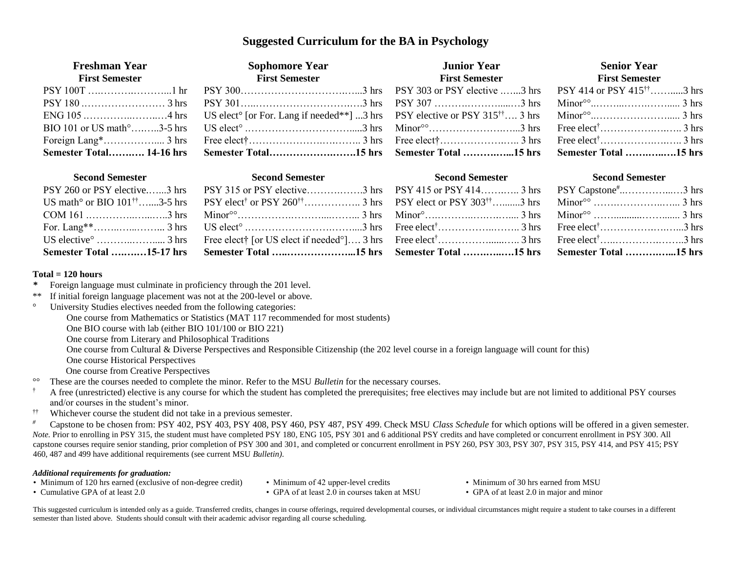# Suggested Curriculum for the BA in Psychology

| Freshman Year | Sophomore Year | Junior Year | Senior Year |
|---|---|---|---|
| **First Semester** | **First Semester** | **First Semester** | **First Semester** |
| PSY 100T …………………...1 hr | PSY 300……………………………...3 hrs | PSY 303 or PSY elective ……..3 hrs | PSY 414 or PSY 415[††]……....3 hrs |
| PSY 180 …………………… 3 hrs | PSY 301……………………………….3 hrs | PSY 307 …………………….…3 hrs | Minor[°°]……………………..... 3 hrs |
| ENG 105 ……………………4 hrs | US elect° [or For. Lang if needed**] ...3 hrs | PSY elective or PSY 315[††]…. 3 hrs | Minor[°°]……………………..... 3 hrs |
| BIO 101 or US math°……..3-5 hrs | US elect° ……………………………....3 hrs | Minor[°°]……………………….....3 hrs | Free elect[†]…………………….. 3 hrs |
| Foreign Lang*……………... 3 hrs | Free elect†……………………………. 3 hrs | Free elect†………………….…. 3 hrs | Free elect[†]…………………….. 3 hrs |
| **Semester Total………. 14-16 hrs** | **Semester Total…………………….15 hrs** | **Semester Total ……………15 hrs** | **Semester Total ……………15 hrs** |
| **Second Semester** | **Second Semester** | **Second Semester** | **Second Semester** |
| PSY 260 or PSY elective…...3 hrs | PSY 315 or PSY elective…………….3 hrs | PSY 415 or PSY 414………... 3 hrs | PSY Capstone[#]………………3 hrs |
| US math° or BIO 101[††]…....3-5 hrs | PSY elect[†] or PSY 260[††]…………….. 3 hrs | PSY elect or PSY 303[††]….......3 hrs | Minor[°°] ……………………... 3 hrs |
| COM 161 …………………...3 hrs | Minor[°°]……………………………... 3 hrs | Minor°……………………….... 3 hrs | Minor[°°] ……………………..... 3 hrs |
| For. Lang**…………….... 3 hrs | US elect° ……………………………...3 hrs | Free elect[†]……………………. 3 hrs | Free elect[†]……………………...3 hrs |
| US elective° ………………... 3 hrs | Free elect† [or US elect if needed°]…. 3 hrs | Free elect[†]……………………. 3 hrs | Free elect[†]……………………..3 hrs |
| **Semester Total ………15-17 hrs** | **Semester Total ………………….15 hrs** | **Semester Total ……………15 hrs** | **Semester Total ……………15 hrs** |

**Total = 120 hours**

\* Foreign language must culminate in proficiency through the 201 level.

\** If initial foreign language placement was not at the 200-level or above.

° University Studies electives needed from the following categories:
- One course from Mathematics or Statistics (MAT 117 recommended for most students)
- One BIO course with lab (either BIO 101/100 or BIO 221)
- One course from Literary and Philosophical Traditions
- One course from Cultural & Diverse Perspectives and Responsible Citizenship (the 202 level course in a foreign language will count for this)
- One course Historical Perspectives
- One course from Creative Perspectives

°° These are the courses needed to complete the minor. Refer to the MSU *Bulletin* for the necessary courses.

† A free (unrestricted) elective is any course for which the student has completed the prerequisites; free electives may include but are not limited to additional PSY courses and/or courses in the student's minor.

†† Whichever course the student did not take in a previous semester.

\# Capstone to be chosen from: PSY 402, PSY 403, PSY 408, PSY 460, PSY 487, PSY 499. Check MSU *Class Schedule* for which options will be offered in a given semester.

*Note.* Prior to enrolling in PSY 315, the student must have completed PSY 180, ENG 105, PSY 301 and 6 additional PSY credits and have completed or concurrent enrollment in PSY 300. All capstone courses require senior standing, prior completion of PSY 300 and 301, and completed or concurrent enrollment in PSY 260, PSY 303, PSY 307, PSY 315, PSY 414, and PSY 415; PSY 460, 487 and 499 have additional requirements (see current MSU *Bulletin)*.

***Additional requirements for graduation:***
- Minimum of 120 hrs earned (exclusive of non-degree credit)
- Minimum of 42 upper-level credits
- Minimum of 30 hrs earned from MSU
- Cumulative GPA of at least 2.0
- GPA of at least 2.0 in courses taken at MSU
- GPA of at least 2.0 in major and minor

This suggested curriculum is intended only as a guide. Transferred credits, changes in course offerings, required developmental courses, or individual circumstances might require a student to take courses in a different semester than listed above. Students should consult with their academic advisor regarding all course scheduling.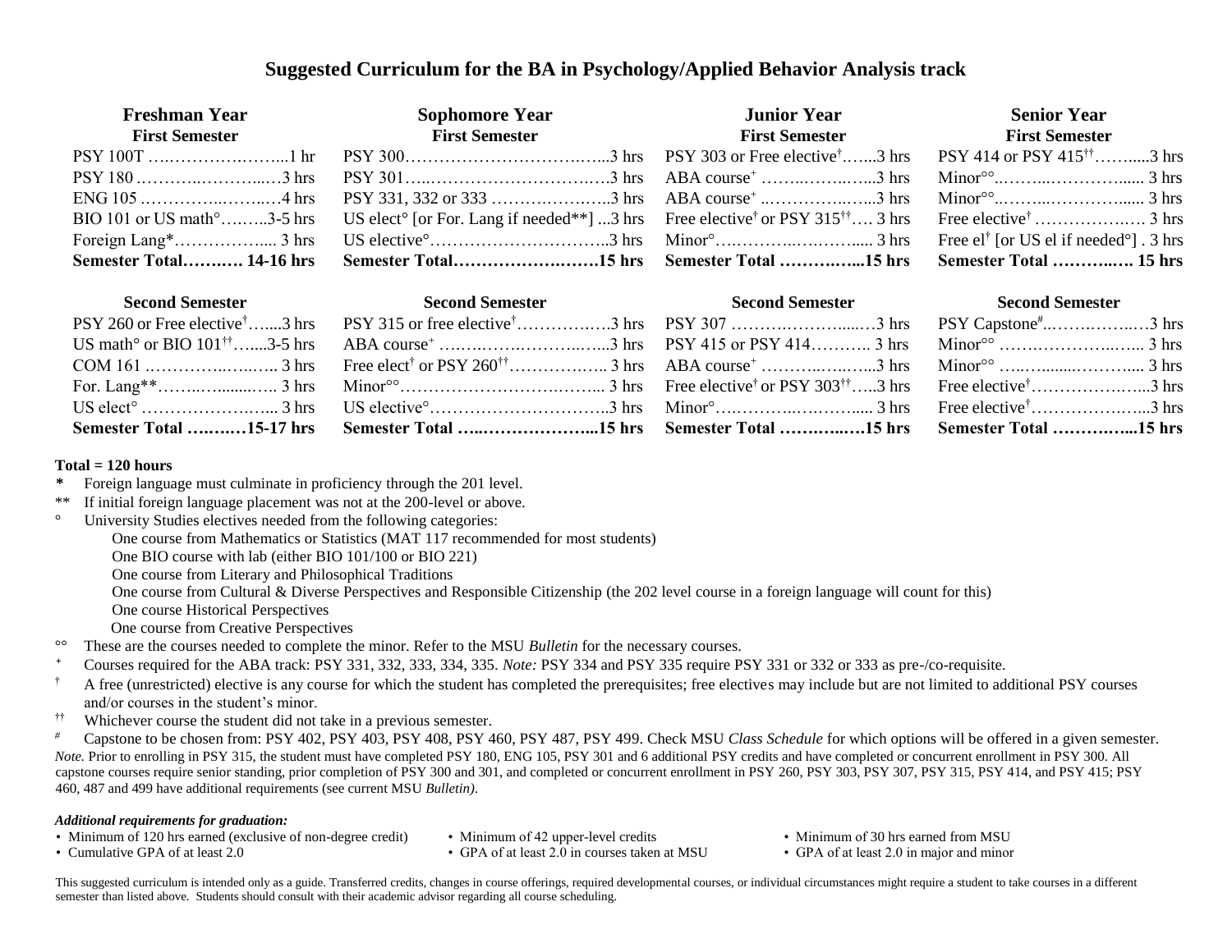# Suggested Curriculum for the BA in Psychology/Applied Behavior Analysis track

| Freshman Year | | Sophomore Year | | Junior Year | | Senior Year | |
|---|---|---|---|---|---|---|---|
| **First Semester** | | **First Semester** | | **First Semester** | | **First Semester** | |
| PSY 100T | 1 hr | PSY 300 | 3 hrs | PSY 303 or Free elective† | 3 hrs | PSY 414 or PSY 415†† | 3 hrs |
| PSY 180 | 3 hrs | PSY 301 | 3 hrs | ABA course⁺ | 3 hrs | Minor°° | 3 hrs |
| ENG 105 | 4 hrs | PSY 331, 332 or 333 | 3 hrs | ABA course⁺ | 3 hrs | Minor°° | 3 hrs |
| BIO 101 or US math° | 3-5 hrs | US elect° [or For. Lang if needed**] | 3 hrs | Free elective† or PSY 315†† | 3 hrs | Free elective† | 3 hrs |
| Foreign Lang* | 3 hrs | US elective° | 3 hrs | Minor° | 3 hrs | Free el† [or US el if needed°] | 3 hrs |
| **Semester Total** | **14-16 hrs** | **Semester Total** | **15 hrs** | **Semester Total** | **15 hrs** | **Semester Total** | **15 hrs** |
| **Second Semester** | | **Second Semester** | | **Second Semester** | | **Second Semester** | |
| PSY 260 or Free elective† | 3 hrs | PSY 315 or free elective† | 3 hrs | PSY 307 | 3 hrs | PSY Capstone# | 3 hrs |
| US math° or BIO 101†† | 3-5 hrs | ABA course⁺ | 3 hrs | PSY 415 or PSY 414 | 3 hrs | Minor°° | 3 hrs |
| COM 161 | 3 hrs | Free elect† or PSY 260†† | 3 hrs | ABA course⁺ | 3 hrs | Minor°° | 3 hrs |
| For. Lang** | 3 hrs | Minor°° | 3 hrs | Free elective† or PSY 303†† | 3 hrs | Free elective† | 3 hrs |
| US elect° | 3 hrs | US elective° | 3 hrs | Minor° | 3 hrs | Free elective† | 3 hrs |
| **Semester Total** | **15-17 hrs** | **Semester Total** | **15 hrs** | **Semester Total** | **15 hrs** | **Semester Total** | **15 hrs** |

**Total = 120 hours**

- **\*** Foreign language must culminate in proficiency through the 201 level.
- \*\* If initial foreign language placement was not at the 200-level or above.
- ° University Studies electives needed from the following categories:
  - One course from Mathematics or Statistics (MAT 117 recommended for most students)
  - One BIO course with lab (either BIO 101/100 or BIO 221)
  - One course from Literary and Philosophical Traditions
  - One course from Cultural & Diverse Perspectives and Responsible Citizenship (the 202 level course in a foreign language will count for this)
  - One course Historical Perspectives
  - One course from Creative Perspectives
- °° These are the courses needed to complete the minor. Refer to the MSU *Bulletin* for the necessary courses.
- ⁺ Courses required for the ABA track: PSY 331, 332, 333, 334, 335. *Note:* PSY 334 and PSY 335 require PSY 331 or 332 or 333 as pre-/co-requisite.
- † A free (unrestricted) elective is any course for which the student has completed the prerequisites; free electives may include but are not limited to additional PSY courses and/or courses in the student's minor.
- †† Whichever course the student did not take in a previous semester.
- \# Capstone to be chosen from: PSY 402, PSY 403, PSY 408, PSY 460, PSY 487, PSY 499. Check MSU *Class Schedule* for which options will be offered in a given semester.

*Note.* Prior to enrolling in PSY 315, the student must have completed PSY 180, ENG 105, PSY 301 and 6 additional PSY credits and have completed or concurrent enrollment in PSY 300. All capstone courses require senior standing, prior completion of PSY 300 and 301, and completed or concurrent enrollment in PSY 260, PSY 303, PSY 307, PSY 315, PSY 414, and PSY 415; PSY 460, 487 and 499 have additional requirements (see current MSU *Bulletin)*.

***Additional requirements for graduation:***

- Minimum of 120 hrs earned (exclusive of non-degree credit)
- Cumulative GPA of at least 2.0
- Minimum of 42 upper-level credits
- GPA of at least 2.0 in courses taken at MSU
- Minimum of 30 hrs earned from MSU
- GPA of at least 2.0 in major and minor

This suggested curriculum is intended only as a guide. Transferred credits, changes in course offerings, required developmental courses, or individual circumstances might require a student to take courses in a different semester than listed above. Students should consult with their academic advisor regarding all course scheduling.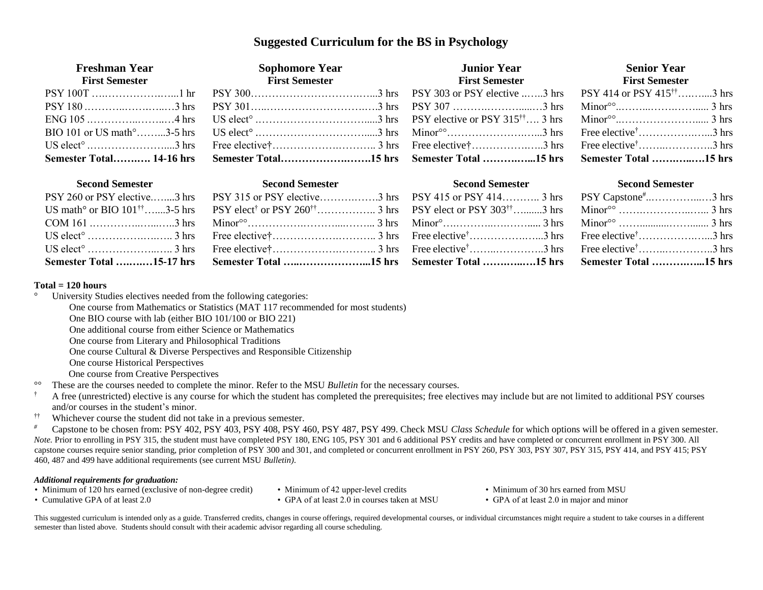# Suggested Curriculum for the BS in Psychology

| Freshman Year | | Sophomore Year | | Junior Year | | Senior Year | |
|---|---|---|---|---|---|---|---|
| **First Semester** | | **First Semester** | | **First Semester** | | **First Semester** | |
| PSY 100T | 1 hr | PSY 300 | 3 hrs | PSY 303 or PSY elective | 3 hrs | PSY 414 or PSY 415[††] | 3 hrs |
| PSY 180 | 3 hrs | PSY 301 | 3 hrs | PSY 307 | 3 hrs | Minor°° | 3 hrs |
| ENG 105 | 4 hrs | US elect° | 3 hrs | PSY elective or PSY 315[††] | 3 hrs | Minor°° | 3 hrs |
| BIO 101 or US math° | 3-5 hrs | US elect° | 3 hrs | Minor°° | 3 hrs | Free elective[†] | 3 hrs |
| US elect° | 3 hrs | Free elective† | 3 hrs | Free elective† | 3 hrs | Free elective[†] | 3 hrs |
| **Semester Total** | **14-16 hrs** | **Semester Total** | **15 hrs** | **Semester Total** | **15 hrs** | **Semester Total** | **15 hrs** |
| **Second Semester** | | **Second Semester** | | **Second Semester** | | **Second Semester** | |
| PSY 260 or PSY elective | 3 hrs | PSY 315 or PSY elective | 3 hrs | PSY 415 or PSY 414 | 3 hrs | PSY Capstone[#] | 3 hrs |
| US math° or BIO 101[††] | 3-5 hrs | PSY elect[†] or PSY 260[††] | 3 hrs | PSY elect or PSY 303[††] | 3 hrs | Minor°° | 3 hrs |
| COM 161 | 3 hrs | Minor°° | 3 hrs | Minor° | 3 hrs | Minor°° | 3 hrs |
| US elect° | 3 hrs | Free elective† | 3 hrs | Free elective[†] | 3 hrs | Free elective[†] | 3 hrs |
| US elect° | 3 hrs | Free elective† | 3 hrs | Free elective[†] | 3 hrs | Free elective[†] | 3 hrs |
| **Semester Total** | **15-17 hrs** | **Semester Total** | **15 hrs** | **Semester Total** | **15 hrs** | **Semester Total** | **15 hrs** |

**Total = 120 hours**

° University Studies electives needed from the following categories:
- One course from Mathematics or Statistics (MAT 117 recommended for most students)
- One BIO course with lab (either BIO 101/100 or BIO 221)
- One additional course from either Science or Mathematics
- One course from Literary and Philosophical Traditions
- One course Cultural & Diverse Perspectives and Responsible Citizenship
- One course Historical Perspectives
- One course from Creative Perspectives

°° These are the courses needed to complete the minor. Refer to the MSU *Bulletin* for the necessary courses.

† A free (unrestricted) elective is any course for which the student has completed the prerequisites; free electives may include but are not limited to additional PSY courses and/or courses in the student's minor.

†† Whichever course the student did not take in a previous semester.

\# Capstone to be chosen from: PSY 402, PSY 403, PSY 408, PSY 460, PSY 487, PSY 499. Check MSU *Class Schedule* for which options will be offered in a given semester.

*Note.* Prior to enrolling in PSY 315, the student must have completed PSY 180, ENG 105, PSY 301 and 6 additional PSY credits and have completed or concurrent enrollment in PSY 300. All capstone courses require senior standing, prior completion of PSY 300 and 301, and completed or concurrent enrollment in PSY 260, PSY 303, PSY 307, PSY 315, PSY 414, and PSY 415; PSY 460, 487 and 499 have additional requirements (see current MSU *Bulletin).*

***Additional requirements for graduation:***
- Minimum of 120 hrs earned (exclusive of non-degree credit)
- Cumulative GPA of at least 2.0
- Minimum of 42 upper-level credits
- GPA of at least 2.0 in courses taken at MSU
- Minimum of 30 hrs earned from MSU
- GPA of at least 2.0 in major and minor

This suggested curriculum is intended only as a guide. Transferred credits, changes in course offerings, required developmental courses, or individual circumstances might require a student to take courses in a different semester than listed above. Students should consult with their academic advisor regarding all course scheduling.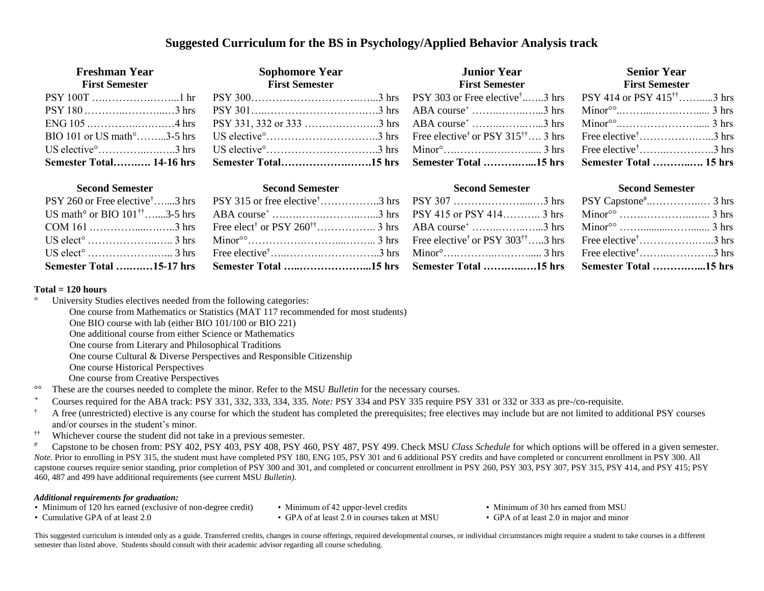# Suggested Curriculum for the BS in Psychology/Applied Behavior Analysis track

| Freshman Year | | Sophomore Year | | Junior Year | | Senior Year | |
|---|---|---|---|---|---|---|---|
| **First Semester** | | **First Semester** | | **First Semester** | | **First Semester** | |
| PSY 100T | 1 hr | PSY 300 | 3 hrs | PSY 303 or Free elective† | 3 hrs | PSY 414 or PSY 415†† | 3 hrs |
| PSY 180 | 3 hrs | PSY 301 | 3 hrs | ABA course⁺ | 3 hrs | Minor°° | 3 hrs |
| ENG 105 | 4 hrs | PSY 331, 332 or 333 | 3 hrs | ABA course⁺ | 3 hrs | Minor°° | 3 hrs |
| BIO 101 or US math° | 3-5 hrs | US elective° | 3 hrs | Free elective† or PSY 315†† | 3 hrs | Free elective† | 3 hrs |
| US elective° | 3 hrs | US elective° | 3 hrs | Minor° | 3 hrs | Free elective† | 3 hrs |
| **Semester Total** | **14-16 hrs** | **Semester Total** | **15 hrs** | **Semester Total** | **15 hrs** | **Semester Total** | **15 hrs** |
| **Second Semester** | | **Second Semester** | | **Second Semester** | | **Second Semester** | |
| PSY 260 or Free elective† | 3 hrs | PSY 315 or free elective† | 3 hrs | PSY 307 | 3 hrs | PSY Capstone# | 3 hrs |
| US math° or BIO 101†† | 3-5 hrs | ABA course⁺ | 3 hrs | PSY 415 or PSY 414 | 3 hrs | Minor°° | 3 hrs |
| COM 161 | 3 hrs | Free elect† or PSY 260†† | 3 hrs | ABA course⁺ | 3 hrs | Minor°° | 3 hrs |
| US elect° | 3 hrs | Minor°° | 3 hrs | Free elective† or PSY 303†† | 3 hrs | Free elective† | 3 hrs |
| US elect° | 3 hrs | Free elective† | 3 hrs | Minor° | 3 hrs | Free elective† | 3 hrs |
| **Semester Total** | **15-17 hrs** | **Semester Total** | **15 hrs** | **Semester Total** | **15 hrs** | **Semester Total** | **15 hrs** |

**Total = 120 hours**

° University Studies electives needed from the following categories:
- One course from Mathematics or Statistics (MAT 117 recommended for most students)
- One BIO course with lab (either BIO 101/100 or BIO 221)
- One additional course from either Science or Mathematics
- One course from Literary and Philosophical Traditions
- One course Cultural & Diverse Perspectives and Responsible Citizenship
- One course Historical Perspectives
- One course from Creative Perspectives

°° These are the courses needed to complete the minor. Refer to the MSU *Bulletin* for the necessary courses.

⁺ Courses required for the ABA track: PSY 331, 332, 333, 334, 335. *Note:* PSY 334 and PSY 335 require PSY 331 or 332 or 333 as pre-/co-requisite.

† A free (unrestricted) elective is any course for which the student has completed the prerequisites; free electives may include but are not limited to additional PSY courses and/or courses in the student's minor.

†† Whichever course the student did not take in a previous semester.

\# Capstone to be chosen from: PSY 402, PSY 403, PSY 408, PSY 460, PSY 487, PSY 499. Check MSU *Class Schedule* for which options will be offered in a given semester.

*Note.* Prior to enrolling in PSY 315, the student must have completed PSY 180, ENG 105, PSY 301 and 6 additional PSY credits and have completed or concurrent enrollment in PSY 300. All capstone courses require senior standing, prior completion of PSY 300 and 301, and completed or concurrent enrollment in PSY 260, PSY 303, PSY 307, PSY 315, PSY 414, and PSY 415; PSY 460, 487 and 499 have additional requirements (see current MSU *Bulletin)*.

***Additional requirements for graduation:***
- Minimum of 120 hrs earned (exclusive of non-degree credit)
- Cumulative GPA of at least 2.0
- Minimum of 42 upper-level credits
- GPA of at least 2.0 in courses taken at MSU
- Minimum of 30 hrs earned from MSU
- GPA of at least 2.0 in major and minor

This suggested curriculum is intended only as a guide. Transferred credits, changes in course offerings, required developmental courses, or individual circumstances might require a student to take courses in a different semester than listed above. Students should consult with their academic advisor regarding all course scheduling.